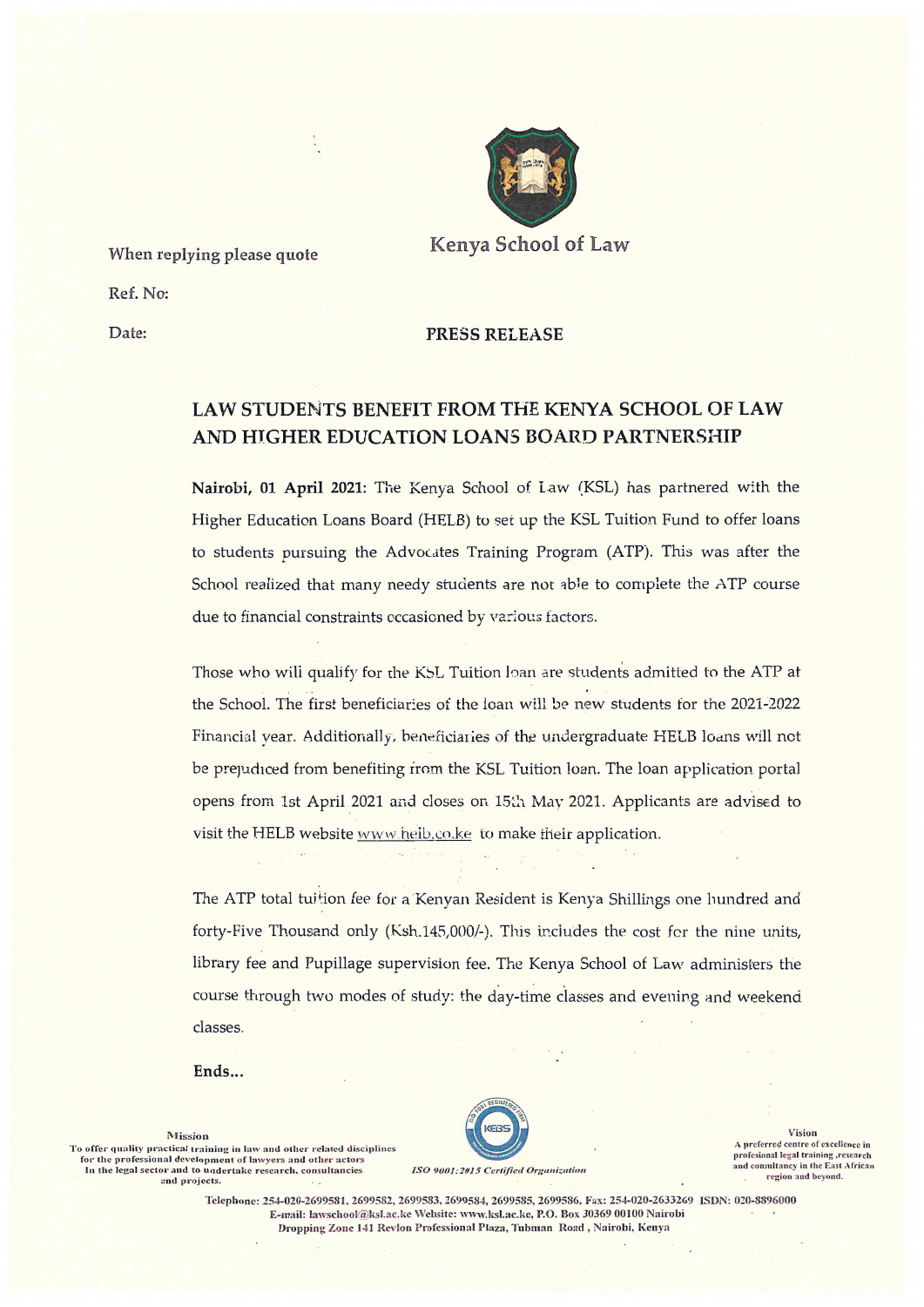Kenya School of Law

When replying please quote

Ref. No:

Date:

**PRESS RELEASE**

## LAW STUDENTS BENEFIT FROM THE KENYA SCHOOL OF LAW AND HIGHER EDUCATION LOANS BOARD PARTNERSHIP

**Nairobi, 01 April 2021:** The Kenya School of Law (KSL) has partnered with the Higher Education Loans Board (HELB) to set up the KSL Tuition Fund to offer loans to students pursuing the Advocates Training Program (ATP). This was after the School realized that many needy students are not able to complete the ATP course due to financial constraints occasioned by various factors.

Those who will qualify for the KSL Tuition loan are students admitted to the ATP at the School. The first beneficiaries of the loan will be new students for the 2021-2022 Financial year. Additionally, beneficiaries of the undergraduate HELB loans will not be prejudiced from benefiting from the KSL Tuition loan. The loan application portal opens from 1st April 2021 and closes on 15th May 2021. Applicants are advised to visit the HELB website www.helb.co.ke to make their application.

The ATP total tuition fee for a Kenyan Resident is Kenya Shillings one hundred and forty-Five Thousand only (Ksh.145,000/-). This includes the cost for the nine units, library fee and Pupillage supervision fee. The Kenya School of Law administers the course through two modes of study: the day-time classes and evening and weekend classes.

**Ends...**

Mission
To offer quality practical training in law and other related disciplines for the professional development of lawyers and other actors In the legal sector and to undertake research, consultancies and projects.

*ISO 9001:2015 Certified Organization*

Vision
A preferred centre of excellence in profesional legal training ,research and consultancy in the East African region and beyond.

Telephone: 254-020-2699581, 2699582, 2699583, 2699584, 2699585, 2699586, Fax: 254-020-2633269 ISDN: 020-8896000
E-mail: lawschool@ksl.ac.ke Website: www.ksl.ac.ke, P.O. Box 30369 00100 Nairobi
Dropping Zone 141 Revlon Professional Plaza, Tubman Road , Nairobi, Kenya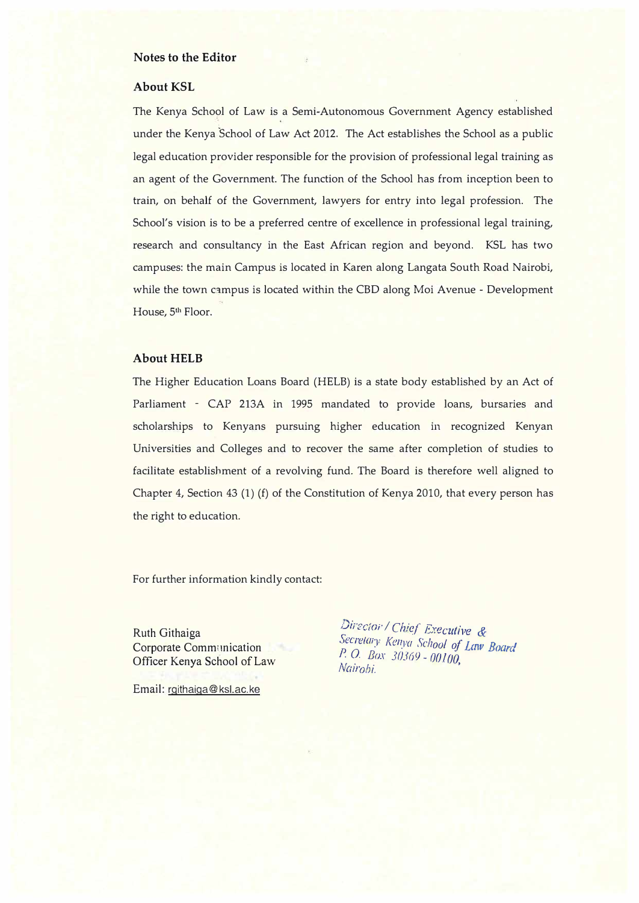### Notes to the Editor

### About KSL

The Kenya School of Law is a Semi-Autonomous Government Agency established under the Kenya School of Law Act 2012. The Act establishes the School as a public legal education provider responsible for the provision of professional legal training as an agent of the Government. The function of the School has from inception been to train, on behalf of the Government, lawyers for entry into legal profession. The School's vision is to be a preferred centre of excellence in professional legal training, research and consultancy in the East African region and beyond. KSL has two campuses: the main Campus is located in Karen along Langata South Road Nairobi, while the town campus is located within the CBD along Moi Avenue - Development House, 5th Floor.

### About HELB

The Higher Education Loans Board (HELB) is a state body established by an Act of Parliament - CAP 213A in 1995 mandated to provide loans, bursaries and scholarships to Kenyans pursuing higher education in recognized Kenyan Universities and Colleges and to recover the same after completion of studies to facilitate establishment of a revolving fund. The Board is therefore well aligned to Chapter 4, Section 43 (1) (f) of the Constitution of Kenya 2010, that every person has the right to education.

For further information kindly contact:

Ruth Githaiga
Corporate Communication
Officer Kenya School of Law

Email: rgithaiga@ksl.ac.ke

Director / Chief Executive &
Secretary Kenya School of Law Board
P. O. Box 30369 - 00100,
Nairobi.